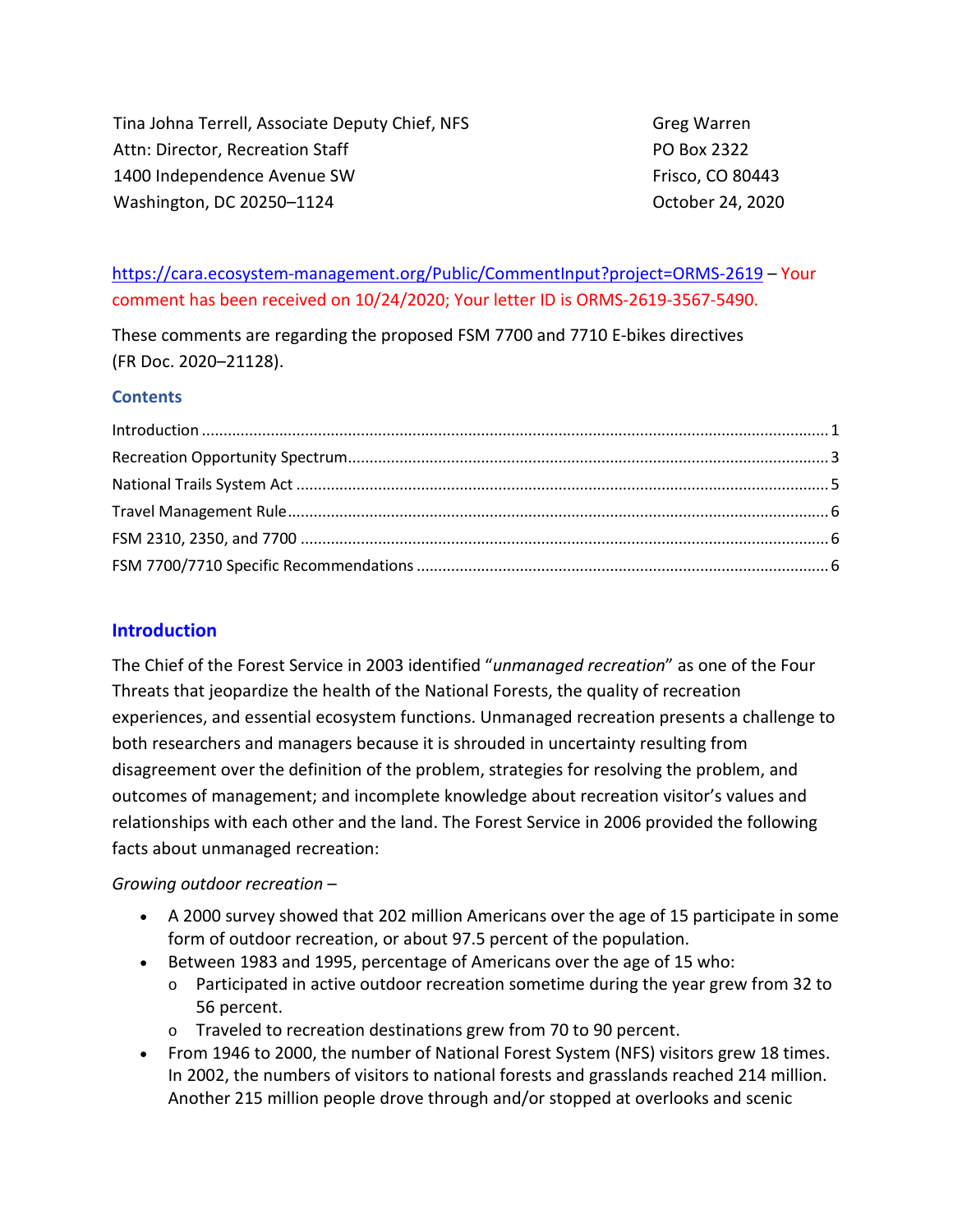Tina Johna Terrell, Associate Deputy Chief, NFS
Attn: Director, Recreation Staff
1400 Independence Avenue SW
Washington, DC 20250–1124

Greg Warren
PO Box 2322
Frisco, CO 80443
October 24, 2020

https://cara.ecosystem-management.org/Public/CommentInput?project=ORMS-2619 – Your comment has been received on 10/24/2020; Your letter ID is ORMS-2619-3567-5490.

These comments are regarding the proposed FSM 7700 and 7710 E-bikes directives (FR Doc. 2020–21128).

### Contents

- Introduction ........ 1
- Recreation Opportunity Spectrum ........ 3
- National Trails System Act ........ 5
- Travel Management Rule ........ 6
- FSM 2310, 2350, and 7700 ........ 6
- FSM 7700/7710 Specific Recommendations ........ 6

## Introduction

The Chief of the Forest Service in 2003 identified "*unmanaged recreation*" as one of the Four Threats that jeopardize the health of the National Forests, the quality of recreation experiences, and essential ecosystem functions. Unmanaged recreation presents a challenge to both researchers and managers because it is shrouded in uncertainty resulting from disagreement over the definition of the problem, strategies for resolving the problem, and outcomes of management; and incomplete knowledge about recreation visitor's values and relationships with each other and the land. The Forest Service in 2006 provided the following facts about unmanaged recreation:

*Growing outdoor recreation* –

- A 2000 survey showed that 202 million Americans over the age of 15 participate in some form of outdoor recreation, or about 97.5 percent of the population.
- Between 1983 and 1995, percentage of Americans over the age of 15 who:
  - Participated in active outdoor recreation sometime during the year grew from 32 to 56 percent.
  - Traveled to recreation destinations grew from 70 to 90 percent.
- From 1946 to 2000, the number of National Forest System (NFS) visitors grew 18 times. In 2002, the numbers of visitors to national forests and grasslands reached 214 million. Another 215 million people drove through and/or stopped at overlooks and scenic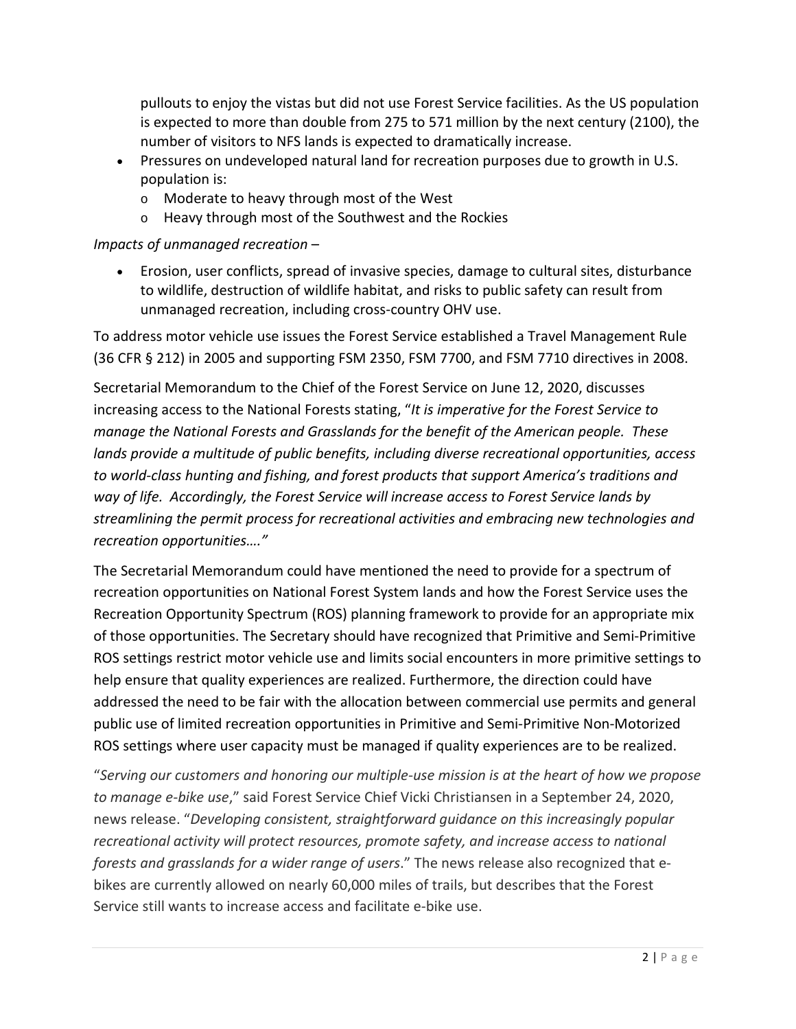pullouts to enjoy the vistas but did not use Forest Service facilities. As the US population is expected to more than double from 275 to 571 million by the next century (2100), the number of visitors to NFS lands is expected to dramatically increase.

- Pressures on undeveloped natural land for recreation purposes due to growth in U.S. population is:
  - Moderate to heavy through most of the West
  - Heavy through most of the Southwest and the Rockies

*Impacts of unmanaged recreation* –

- Erosion, user conflicts, spread of invasive species, damage to cultural sites, disturbance to wildlife, destruction of wildlife habitat, and risks to public safety can result from unmanaged recreation, including cross-country OHV use.

To address motor vehicle use issues the Forest Service established a Travel Management Rule (36 CFR § 212) in 2005 and supporting FSM 2350, FSM 7700, and FSM 7710 directives in 2008.

Secretarial Memorandum to the Chief of the Forest Service on June 12, 2020, discusses increasing access to the National Forests stating, "*It is imperative for the Forest Service to manage the National Forests and Grasslands for the benefit of the American people. These lands provide a multitude of public benefits, including diverse recreational opportunities, access to world-class hunting and fishing, and forest products that support America's traditions and way of life. Accordingly, the Forest Service will increase access to Forest Service lands by streamlining the permit process for recreational activities and embracing new technologies and recreation opportunities…."*

The Secretarial Memorandum could have mentioned the need to provide for a spectrum of recreation opportunities on National Forest System lands and how the Forest Service uses the Recreation Opportunity Spectrum (ROS) planning framework to provide for an appropriate mix of those opportunities. The Secretary should have recognized that Primitive and Semi-Primitive ROS settings restrict motor vehicle use and limits social encounters in more primitive settings to help ensure that quality experiences are realized. Furthermore, the direction could have addressed the need to be fair with the allocation between commercial use permits and general public use of limited recreation opportunities in Primitive and Semi-Primitive Non-Motorized ROS settings where user capacity must be managed if quality experiences are to be realized.

"*Serving our customers and honoring our multiple-use mission is at the heart of how we propose to manage e-bike use*," said Forest Service Chief Vicki Christiansen in a September 24, 2020, news release. "*Developing consistent, straightforward guidance on this increasingly popular recreational activity will protect resources, promote safety, and increase access to national forests and grasslands for a wider range of users*." The news release also recognized that e-bikes are currently allowed on nearly 60,000 miles of trails, but describes that the Forest Service still wants to increase access and facilitate e-bike use.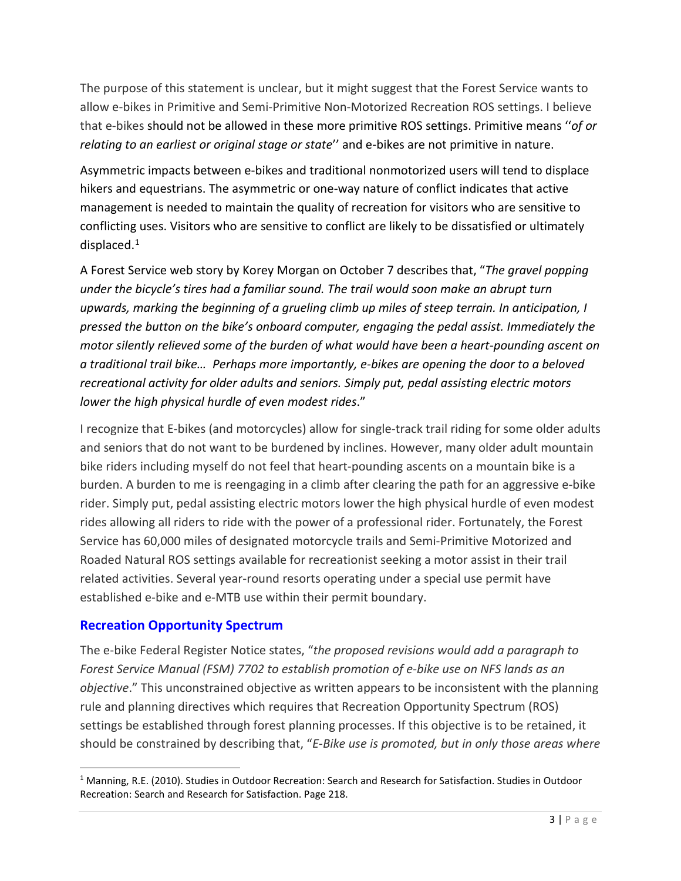The purpose of this statement is unclear, but it might suggest that the Forest Service wants to allow e-bikes in Primitive and Semi-Primitive Non-Motorized Recreation ROS settings. I believe that e-bikes should not be allowed in these more primitive ROS settings. Primitive means ''*of or relating to an earliest or original stage or state*'' and e-bikes are not primitive in nature.

Asymmetric impacts between e-bikes and traditional nonmotorized users will tend to displace hikers and equestrians. The asymmetric or one-way nature of conflict indicates that active management is needed to maintain the quality of recreation for visitors who are sensitive to conflicting uses. Visitors who are sensitive to conflict are likely to be dissatisfied or ultimately displaced.[1]

A Forest Service web story by Korey Morgan on October 7 describes that, "*The gravel popping under the bicycle's tires had a familiar sound. The trail would soon make an abrupt turn upwards, marking the beginning of a grueling climb up miles of steep terrain. In anticipation, I pressed the button on the bike's onboard computer, engaging the pedal assist. Immediately the motor silently relieved some of the burden of what would have been a heart-pounding ascent on a traditional trail bike… Perhaps more importantly, e-bikes are opening the door to a beloved recreational activity for older adults and seniors. Simply put, pedal assisting electric motors lower the high physical hurdle of even modest rides*."

I recognize that E-bikes (and motorcycles) allow for single-track trail riding for some older adults and seniors that do not want to be burdened by inclines. However, many older adult mountain bike riders including myself do not feel that heart-pounding ascents on a mountain bike is a burden. A burden to me is reengaging in a climb after clearing the path for an aggressive e-bike rider. Simply put, pedal assisting electric motors lower the high physical hurdle of even modest rides allowing all riders to ride with the power of a professional rider. Fortunately, the Forest Service has 60,000 miles of designated motorcycle trails and Semi-Primitive Motorized and Roaded Natural ROS settings available for recreationist seeking a motor assist in their trail related activities. Several year-round resorts operating under a special use permit have established e-bike and e-MTB use within their permit boundary.

## Recreation Opportunity Spectrum

The e-bike Federal Register Notice states, "*the proposed revisions would add a paragraph to Forest Service Manual (FSM) 7702 to establish promotion of e-bike use on NFS lands as an objective*." This unconstrained objective as written appears to be inconsistent with the planning rule and planning directives which requires that Recreation Opportunity Spectrum (ROS) settings be established through forest planning processes. If this objective is to be retained, it should be constrained by describing that, "*E-Bike use is promoted, but in only those areas where*

---

[1] Manning, R.E. (2010). Studies in Outdoor Recreation: Search and Research for Satisfaction. Studies in Outdoor Recreation: Search and Research for Satisfaction. Page 218.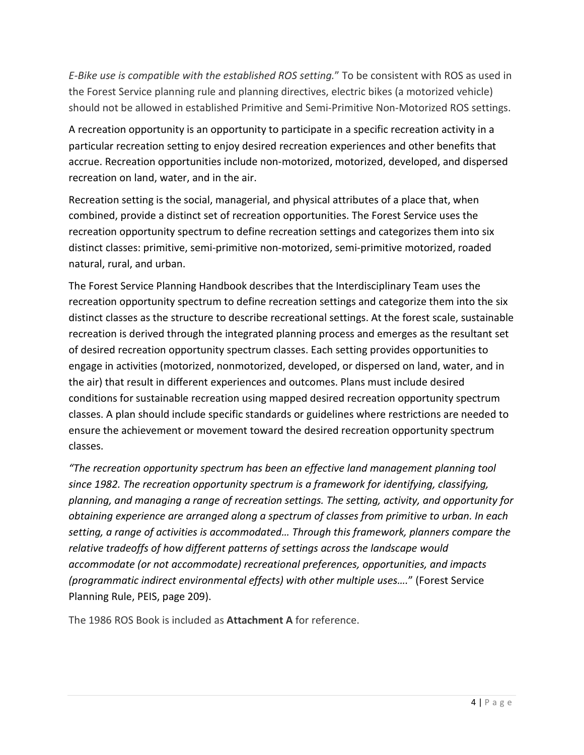*E-Bike use is compatible with the established ROS setting.*" To be consistent with ROS as used in the Forest Service planning rule and planning directives, electric bikes (a motorized vehicle) should not be allowed in established Primitive and Semi-Primitive Non-Motorized ROS settings.

A recreation opportunity is an opportunity to participate in a specific recreation activity in a particular recreation setting to enjoy desired recreation experiences and other benefits that accrue. Recreation opportunities include non-motorized, motorized, developed, and dispersed recreation on land, water, and in the air.

Recreation setting is the social, managerial, and physical attributes of a place that, when combined, provide a distinct set of recreation opportunities. The Forest Service uses the recreation opportunity spectrum to define recreation settings and categorizes them into six distinct classes: primitive, semi-primitive non-motorized, semi-primitive motorized, roaded natural, rural, and urban.

The Forest Service Planning Handbook describes that the Interdisciplinary Team uses the recreation opportunity spectrum to define recreation settings and categorize them into the six distinct classes as the structure to describe recreational settings. At the forest scale, sustainable recreation is derived through the integrated planning process and emerges as the resultant set of desired recreation opportunity spectrum classes. Each setting provides opportunities to engage in activities (motorized, nonmotorized, developed, or dispersed on land, water, and in the air) that result in different experiences and outcomes. Plans must include desired conditions for sustainable recreation using mapped desired recreation opportunity spectrum classes. A plan should include specific standards or guidelines where restrictions are needed to ensure the achievement or movement toward the desired recreation opportunity spectrum classes.

*"The recreation opportunity spectrum has been an effective land management planning tool since 1982. The recreation opportunity spectrum is a framework for identifying, classifying, planning, and managing a range of recreation settings. The setting, activity, and opportunity for obtaining experience are arranged along a spectrum of classes from primitive to urban. In each setting, a range of activities is accommodated… Through this framework, planners compare the relative tradeoffs of how different patterns of settings across the landscape would accommodate (or not accommodate) recreational preferences, opportunities, and impacts (programmatic indirect environmental effects) with other multiple uses….*" (Forest Service Planning Rule, PEIS, page 209).

The 1986 ROS Book is included as **Attachment A** for reference.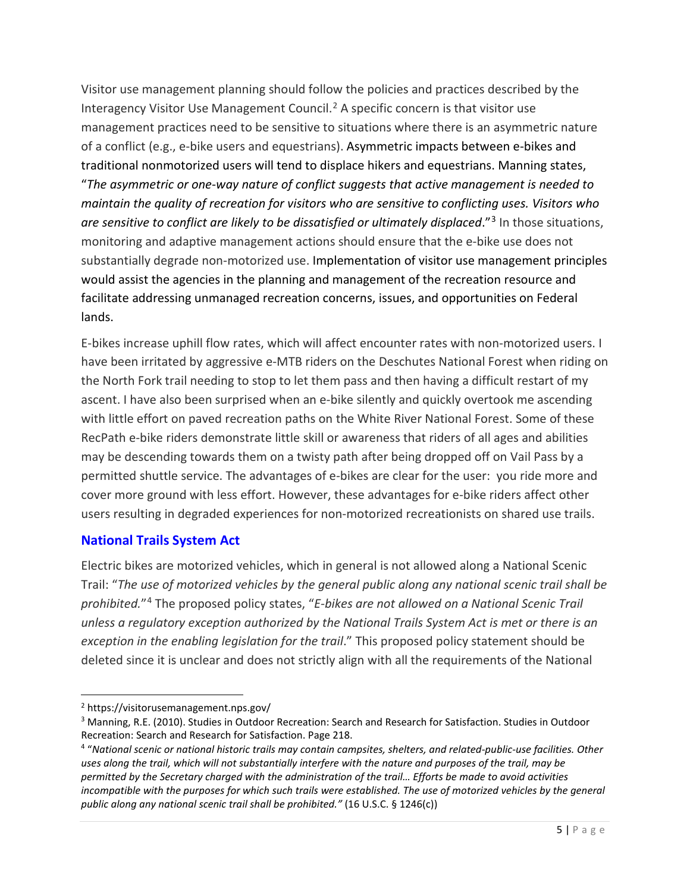Visitor use management planning should follow the policies and practices described by the Interagency Visitor Use Management Council.[2] A specific concern is that visitor use management practices need to be sensitive to situations where there is an asymmetric nature of a conflict (e.g., e-bike users and equestrians). Asymmetric impacts between e-bikes and traditional nonmotorized users will tend to displace hikers and equestrians. Manning states, "*The asymmetric or one-way nature of conflict suggests that active management is needed to maintain the quality of recreation for visitors who are sensitive to conflicting uses. Visitors who are sensitive to conflict are likely to be dissatisfied or ultimately displaced*."[3] In those situations, monitoring and adaptive management actions should ensure that the e-bike use does not substantially degrade non-motorized use. Implementation of visitor use management principles would assist the agencies in the planning and management of the recreation resource and facilitate addressing unmanaged recreation concerns, issues, and opportunities on Federal lands.

E-bikes increase uphill flow rates, which will affect encounter rates with non-motorized users. I have been irritated by aggressive e-MTB riders on the Deschutes National Forest when riding on the North Fork trail needing to stop to let them pass and then having a difficult restart of my ascent. I have also been surprised when an e-bike silently and quickly overtook me ascending with little effort on paved recreation paths on the White River National Forest. Some of these RecPath e-bike riders demonstrate little skill or awareness that riders of all ages and abilities may be descending towards them on a twisty path after being dropped off on Vail Pass by a permitted shuttle service. The advantages of e-bikes are clear for the user: you ride more and cover more ground with less effort. However, these advantages for e-bike riders affect other users resulting in degraded experiences for non-motorized recreationists on shared use trails.

## National Trails System Act

Electric bikes are motorized vehicles, which in general is not allowed along a National Scenic Trail: "*The use of motorized vehicles by the general public along any national scenic trail shall be prohibited.*"[4] The proposed policy states, "*E-bikes are not allowed on a National Scenic Trail unless a regulatory exception authorized by the National Trails System Act is met or there is an exception in the enabling legislation for the trail*." This proposed policy statement should be deleted since it is unclear and does not strictly align with all the requirements of the National

---

[2] https://visitorusemanagement.nps.gov/

[3] Manning, R.E. (2010). Studies in Outdoor Recreation: Search and Research for Satisfaction. Studies in Outdoor Recreation: Search and Research for Satisfaction. Page 218.

[4] "*National scenic or national historic trails may contain campsites, shelters, and related-public-use facilities. Other uses along the trail, which will not substantially interfere with the nature and purposes of the trail, may be permitted by the Secretary charged with the administration of the trail… Efforts be made to avoid activities incompatible with the purposes for which such trails were established. The use of motorized vehicles by the general public along any national scenic trail shall be prohibited."* (16 U.S.C. § 1246(c))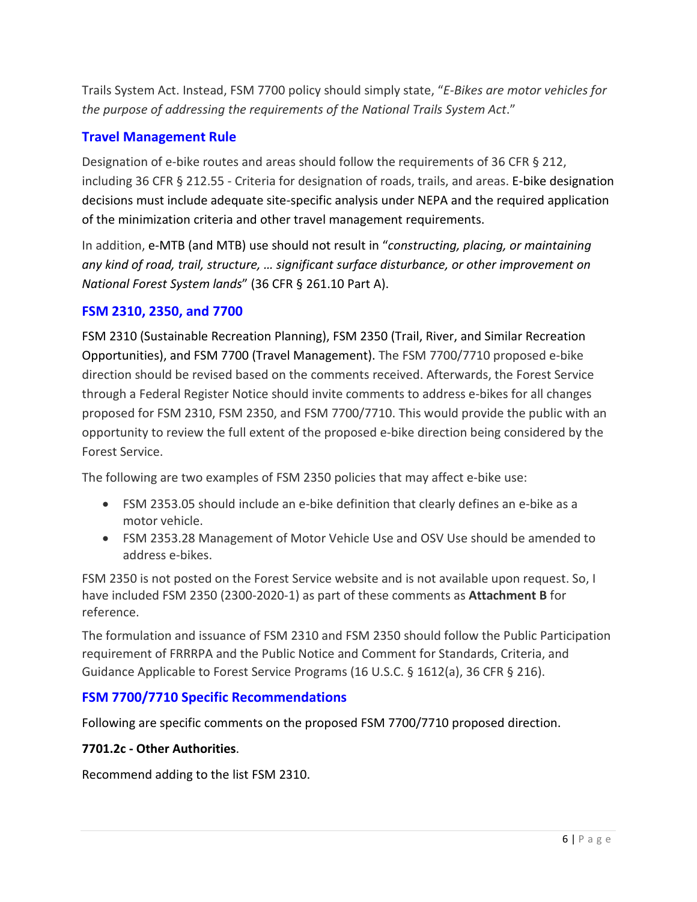Trails System Act. Instead, FSM 7700 policy should simply state, "*E-Bikes are motor vehicles for the purpose of addressing the requirements of the National Trails System Act*."

## Travel Management Rule

Designation of e-bike routes and areas should follow the requirements of 36 CFR § 212, including 36 CFR § 212.55 - Criteria for designation of roads, trails, and areas. E-bike designation decisions must include adequate site-specific analysis under NEPA and the required application of the minimization criteria and other travel management requirements.

In addition, e-MTB (and MTB) use should not result in "*constructing, placing, or maintaining any kind of road, trail, structure, … significant surface disturbance, or other improvement on National Forest System lands*" (36 CFR § 261.10 Part A).

## FSM 2310, 2350, and 7700

FSM 2310 (Sustainable Recreation Planning), FSM 2350 (Trail, River, and Similar Recreation Opportunities), and FSM 7700 (Travel Management). The FSM 7700/7710 proposed e-bike direction should be revised based on the comments received. Afterwards, the Forest Service through a Federal Register Notice should invite comments to address e-bikes for all changes proposed for FSM 2310, FSM 2350, and FSM 7700/7710. This would provide the public with an opportunity to review the full extent of the proposed e-bike direction being considered by the Forest Service.

The following are two examples of FSM 2350 policies that may affect e-bike use:

- FSM 2353.05 should include an e-bike definition that clearly defines an e-bike as a motor vehicle.
- FSM 2353.28 Management of Motor Vehicle Use and OSV Use should be amended to address e-bikes.

FSM 2350 is not posted on the Forest Service website and is not available upon request. So, I have included FSM 2350 (2300-2020-1) as part of these comments as **Attachment B** for reference.

The formulation and issuance of FSM 2310 and FSM 2350 should follow the Public Participation requirement of FRRRPA and the Public Notice and Comment for Standards, Criteria, and Guidance Applicable to Forest Service Programs (16 U.S.C. § 1612(a), 36 CFR § 216).

## FSM 7700/7710 Specific Recommendations

Following are specific comments on the proposed FSM 7700/7710 proposed direction.

**7701.2c - Other Authorities**.

Recommend adding to the list FSM 2310.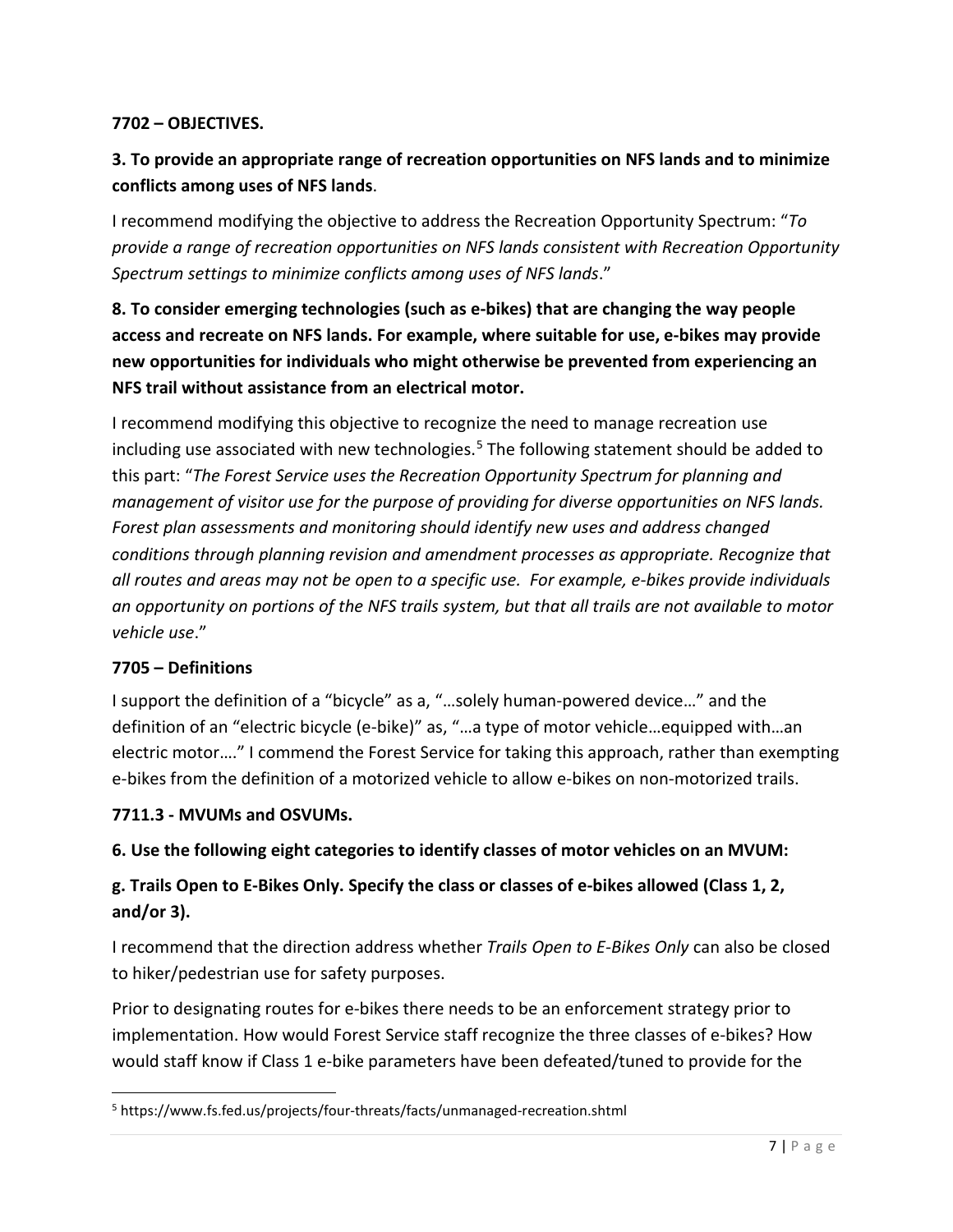**7702 – OBJECTIVES.**

**3. To provide an appropriate range of recreation opportunities on NFS lands and to minimize conflicts among uses of NFS lands**.

I recommend modifying the objective to address the Recreation Opportunity Spectrum: "*To provide a range of recreation opportunities on NFS lands consistent with Recreation Opportunity Spectrum settings to minimize conflicts among uses of NFS lands*."

**8. To consider emerging technologies (such as e-bikes) that are changing the way people access and recreate on NFS lands. For example, where suitable for use, e-bikes may provide new opportunities for individuals who might otherwise be prevented from experiencing an NFS trail without assistance from an electrical motor.**

I recommend modifying this objective to recognize the need to manage recreation use including use associated with new technologies.[5] The following statement should be added to this part: "*The Forest Service uses the Recreation Opportunity Spectrum for planning and management of visitor use for the purpose of providing for diverse opportunities on NFS lands. Forest plan assessments and monitoring should identify new uses and address changed conditions through planning revision and amendment processes as appropriate. Recognize that all routes and areas may not be open to a specific use. For example, e-bikes provide individuals an opportunity on portions of the NFS trails system, but that all trails are not available to motor vehicle use*."

**7705 – Definitions**

I support the definition of a "bicycle" as a, "…solely human-powered device…" and the definition of an "electric bicycle (e-bike)" as, "…a type of motor vehicle…equipped with…an electric motor…." I commend the Forest Service for taking this approach, rather than exempting e-bikes from the definition of a motorized vehicle to allow e-bikes on non-motorized trails.

**7711.3 - MVUMs and OSVUMs.**

**6. Use the following eight categories to identify classes of motor vehicles on an MVUM:**

**g. Trails Open to E-Bikes Only. Specify the class or classes of e-bikes allowed (Class 1, 2, and/or 3).**

I recommend that the direction address whether *Trails Open to E-Bikes Only* can also be closed to hiker/pedestrian use for safety purposes.

Prior to designating routes for e-bikes there needs to be an enforcement strategy prior to implementation. How would Forest Service staff recognize the three classes of e-bikes? How would staff know if Class 1 e-bike parameters have been defeated/tuned to provide for the

[5] https://www.fs.fed.us/projects/four-threats/facts/unmanaged-recreation.shtml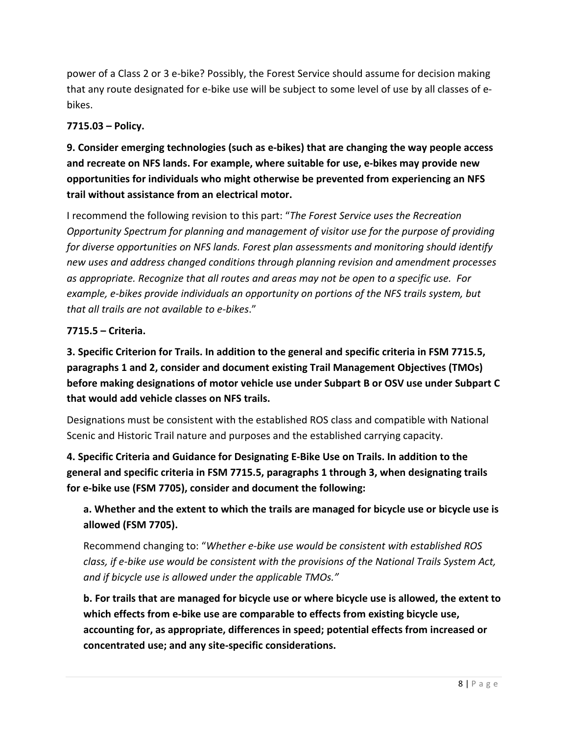power of a Class 2 or 3 e-bike? Possibly, the Forest Service should assume for decision making that any route designated for e-bike use will be subject to some level of use by all classes of e-bikes.

**7715.03 – Policy.**

**9. Consider emerging technologies (such as e-bikes) that are changing the way people access and recreate on NFS lands. For example, where suitable for use, e-bikes may provide new opportunities for individuals who might otherwise be prevented from experiencing an NFS trail without assistance from an electrical motor.**

I recommend the following revision to this part: "*The Forest Service uses the Recreation Opportunity Spectrum for planning and management of visitor use for the purpose of providing for diverse opportunities on NFS lands. Forest plan assessments and monitoring should identify new uses and address changed conditions through planning revision and amendment processes as appropriate. Recognize that all routes and areas may not be open to a specific use. For example, e-bikes provide individuals an opportunity on portions of the NFS trails system, but that all trails are not available to e-bikes*."

**7715.5 – Criteria.**

**3. Specific Criterion for Trails. In addition to the general and specific criteria in FSM 7715.5, paragraphs 1 and 2, consider and document existing Trail Management Objectives (TMOs) before making designations of motor vehicle use under Subpart B or OSV use under Subpart C that would add vehicle classes on NFS trails.**

Designations must be consistent with the established ROS class and compatible with National Scenic and Historic Trail nature and purposes and the established carrying capacity.

**4. Specific Criteria and Guidance for Designating E-Bike Use on Trails. In addition to the general and specific criteria in FSM 7715.5, paragraphs 1 through 3, when designating trails for e-bike use (FSM 7705), consider and document the following:**

**a. Whether and the extent to which the trails are managed for bicycle use or bicycle use is allowed (FSM 7705).**

Recommend changing to: "*Whether e-bike use would be consistent with established ROS class, if e-bike use would be consistent with the provisions of the National Trails System Act, and if bicycle use is allowed under the applicable TMOs.*"

**b. For trails that are managed for bicycle use or where bicycle use is allowed, the extent to which effects from e-bike use are comparable to effects from existing bicycle use, accounting for, as appropriate, differences in speed; potential effects from increased or concentrated use; and any site-specific considerations.**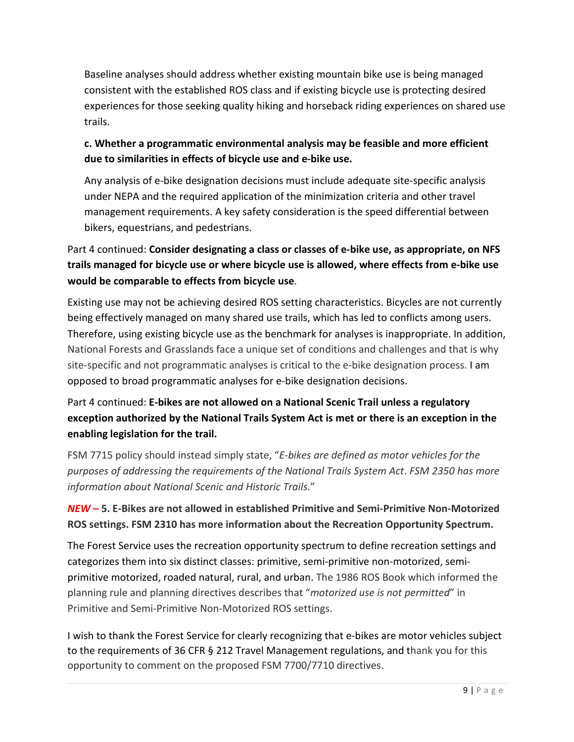Baseline analyses should address whether existing mountain bike use is being managed consistent with the established ROS class and if existing bicycle use is protecting desired experiences for those seeking quality hiking and horseback riding experiences on shared use trails.

**c. Whether a programmatic environmental analysis may be feasible and more efficient due to similarities in effects of bicycle use and e-bike use.**

Any analysis of e-bike designation decisions must include adequate site-specific analysis under NEPA and the required application of the minimization criteria and other travel management requirements. A key safety consideration is the speed differential between bikers, equestrians, and pedestrians.

Part 4 continued: **Consider designating a class or classes of e-bike use, as appropriate, on NFS trails managed for bicycle use or where bicycle use is allowed, where effects from e-bike use would be comparable to effects from bicycle use**.

Existing use may not be achieving desired ROS setting characteristics. Bicycles are not currently being effectively managed on many shared use trails, which has led to conflicts among users. Therefore, using existing bicycle use as the benchmark for analyses is inappropriate. In addition, National Forests and Grasslands face a unique set of conditions and challenges and that is why site-specific and not programmatic analyses is critical to the e-bike designation process. I am opposed to broad programmatic analyses for e-bike designation decisions.

Part 4 continued: **E-bikes are not allowed on a National Scenic Trail unless a regulatory exception authorized by the National Trails System Act is met or there is an exception in the enabling legislation for the trail.**

FSM 7715 policy should instead simply state, "*E-bikes are defined as motor vehicles for the purposes of addressing the requirements of the National Trails System Act*. *FSM 2350 has more information about National Scenic and Historic Trails.*"

***NEW –*** **5. E-Bikes are not allowed in established Primitive and Semi-Primitive Non-Motorized ROS settings. FSM 2310 has more information about the Recreation Opportunity Spectrum.**

The Forest Service uses the recreation opportunity spectrum to define recreation settings and categorizes them into six distinct classes: primitive, semi-primitive non-motorized, semi-primitive motorized, roaded natural, rural, and urban. The 1986 ROS Book which informed the planning rule and planning directives describes that "*motorized use is not permitted*" in Primitive and Semi-Primitive Non-Motorized ROS settings.

I wish to thank the Forest Service for clearly recognizing that e-bikes are motor vehicles subject to the requirements of 36 CFR § 212 Travel Management regulations, and thank you for this opportunity to comment on the proposed FSM 7700/7710 directives.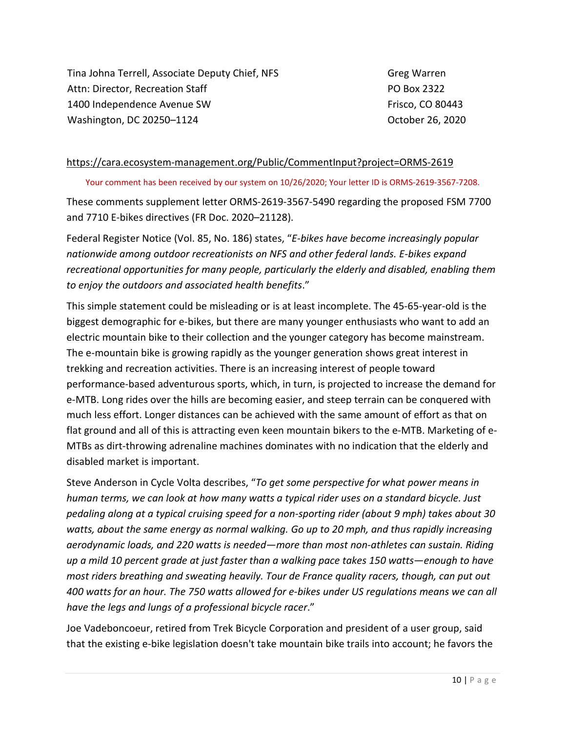Tina Johna Terrell, Associate Deputy Chief, NFS
Attn: Director, Recreation Staff
1400 Independence Avenue SW
Washington, DC 20250–1124

Greg Warren
PO Box 2322
Frisco, CO 80443
October 26, 2020

https://cara.ecosystem-management.org/Public/CommentInput?project=ORMS-2619

Your comment has been received by our system on 10/26/2020; Your letter ID is ORMS-2619-3567-7208.

These comments supplement letter ORMS-2619-3567-5490 regarding the proposed FSM 7700 and 7710 E-bikes directives (FR Doc. 2020–21128).

Federal Register Notice (Vol. 85, No. 186) states, "*E-bikes have become increasingly popular nationwide among outdoor recreationists on NFS and other federal lands. E-bikes expand recreational opportunities for many people, particularly the elderly and disabled, enabling them to enjoy the outdoors and associated health benefits*."

This simple statement could be misleading or is at least incomplete. The 45-65-year-old is the biggest demographic for e-bikes, but there are many younger enthusiasts who want to add an electric mountain bike to their collection and the younger category has become mainstream. The e-mountain bike is growing rapidly as the younger generation shows great interest in trekking and recreation activities. There is an increasing interest of people toward performance-based adventurous sports, which, in turn, is projected to increase the demand for e-MTB. Long rides over the hills are becoming easier, and steep terrain can be conquered with much less effort. Longer distances can be achieved with the same amount of effort as that on flat ground and all of this is attracting even keen mountain bikers to the e-MTB. Marketing of e-MTBs as dirt-throwing adrenaline machines dominates with no indication that the elderly and disabled market is important.

Steve Anderson in Cycle Volta describes, "*To get some perspective for what power means in human terms, we can look at how many watts a typical rider uses on a standard bicycle. Just pedaling along at a typical cruising speed for a non-sporting rider (about 9 mph) takes about 30 watts, about the same energy as normal walking. Go up to 20 mph, and thus rapidly increasing aerodynamic loads, and 220 watts is needed—more than most non-athletes can sustain. Riding up a mild 10 percent grade at just faster than a walking pace takes 150 watts—enough to have most riders breathing and sweating heavily. Tour de France quality racers, though, can put out 400 watts for an hour. The 750 watts allowed for e-bikes under US regulations means we can all have the legs and lungs of a professional bicycle racer*."

Joe Vadeboncoeur, retired from Trek Bicycle Corporation and president of a user group, said that the existing e-bike legislation doesn't take mountain bike trails into account; he favors the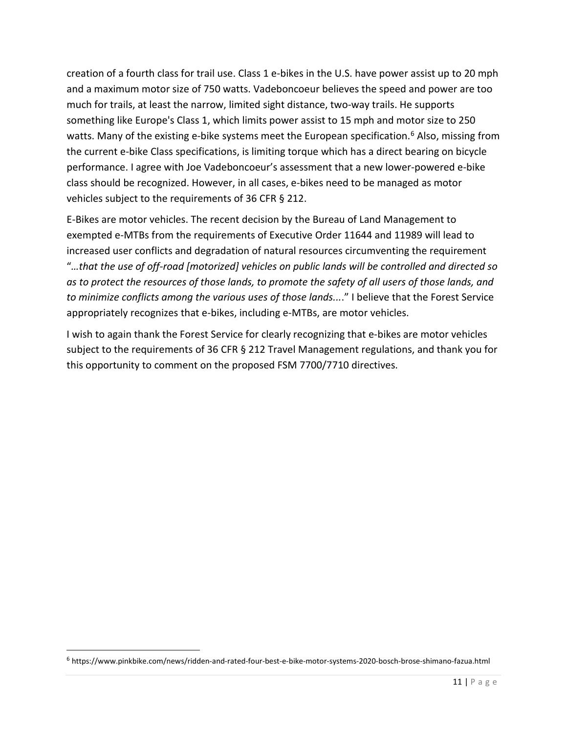creation of a fourth class for trail use. Class 1 e-bikes in the U.S. have power assist up to 20 mph and a maximum motor size of 750 watts. Vadeboncoeur believes the speed and power are too much for trails, at least the narrow, limited sight distance, two-way trails. He supports something like Europe's Class 1, which limits power assist to 15 mph and motor size to 250 watts. Many of the existing e-bike systems meet the European specification.[6] Also, missing from the current e-bike Class specifications, is limiting torque which has a direct bearing on bicycle performance. I agree with Joe Vadeboncoeur's assessment that a new lower-powered e-bike class should be recognized. However, in all cases, e-bikes need to be managed as motor vehicles subject to the requirements of 36 CFR § 212.

E-Bikes are motor vehicles. The recent decision by the Bureau of Land Management to exempted e-MTBs from the requirements of Executive Order 11644 and 11989 will lead to increased user conflicts and degradation of natural resources circumventing the requirement "*…that the use of off-road [motorized] vehicles on public lands will be controlled and directed so as to protect the resources of those lands, to promote the safety of all users of those lands, and to minimize conflicts among the various uses of those lands….*" I believe that the Forest Service appropriately recognizes that e-bikes, including e-MTBs, are motor vehicles.

I wish to again thank the Forest Service for clearly recognizing that e-bikes are motor vehicles subject to the requirements of 36 CFR § 212 Travel Management regulations, and thank you for this opportunity to comment on the proposed FSM 7700/7710 directives.

---

[6] https://www.pinkbike.com/news/ridden-and-rated-four-best-e-bike-motor-systems-2020-bosch-brose-shimano-fazua.html